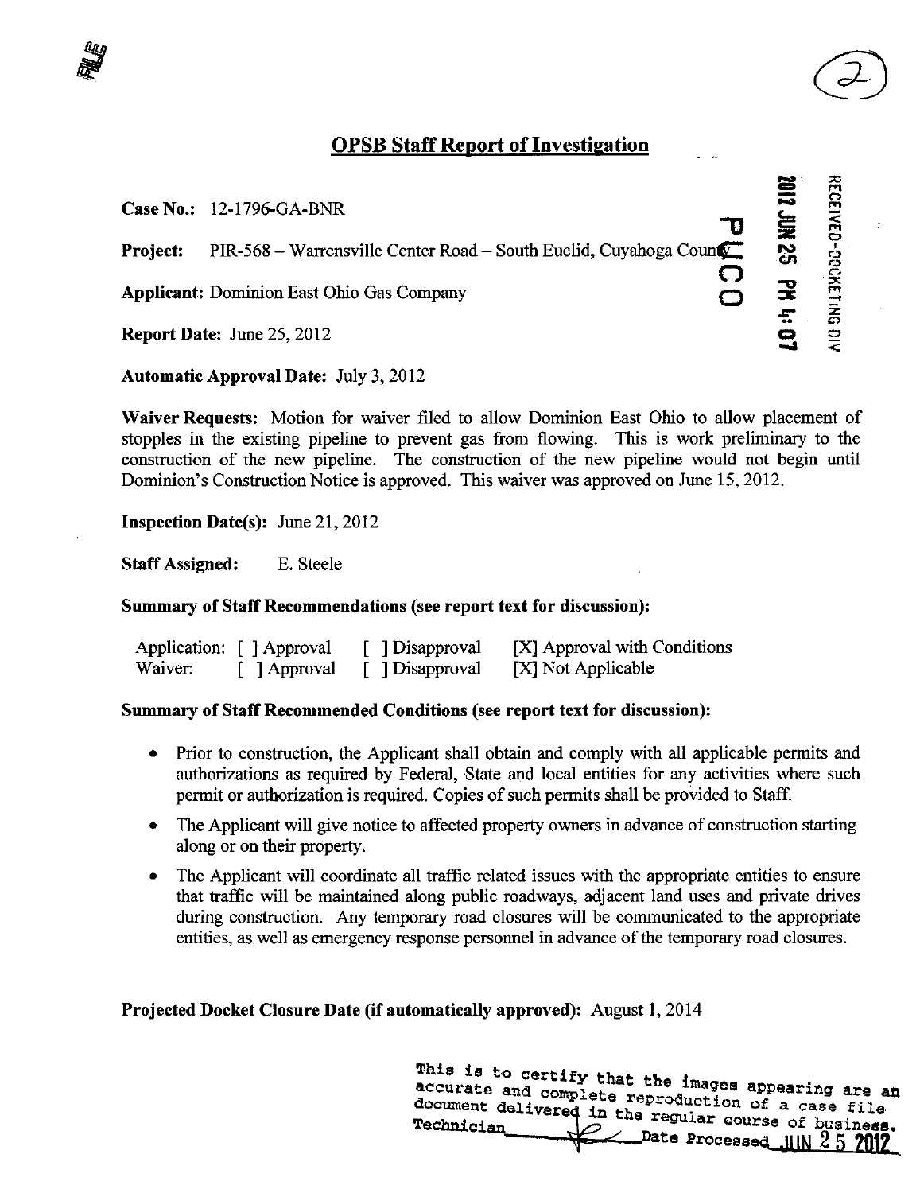## OPSB Staff Report of Investigation

**Case No.:** 12-1796-GA-BNR

**Project:** PIR-568 – Warrensville Center Road – South Euclid, Cuyahoga County

**Applicant:** Dominion East Ohio Gas Company

**Report Date:** June 25, 2012

**Automatic Approval Date:** July 3, 2012

**Waiver Requests:** Motion for waiver filed to allow Dominion East Ohio to allow placement of stopples in the existing pipeline to prevent gas from flowing. This is work preliminary to the construction of the new pipeline. The construction of the new pipeline would not begin until Dominion's Construction Notice is approved. This waiver was approved on June 15, 2012.

**Inspection Date(s):** June 21, 2012

**Staff Assigned:** E. Steele

**Summary of Staff Recommendations (see report text for discussion):**

| | | | |
|---|---|---|---|
| Application: | [ ] Approval | [ ] Disapproval | [X] Approval with Conditions |
| Waiver: | [ ] Approval | [ ] Disapproval | [X] Not Applicable |

**Summary of Staff Recommended Conditions (see report text for discussion):**

- Prior to construction, the Applicant shall obtain and comply with all applicable permits and authorizations as required by Federal, State and local entities for any activities where such permit or authorization is required. Copies of such permits shall be provided to Staff.
- The Applicant will give notice to affected property owners in advance of construction starting along or on their property.
- The Applicant will coordinate all traffic related issues with the appropriate entities to ensure that traffic will be maintained along public roadways, adjacent land uses and private drives during construction. Any temporary road closures will be communicated to the appropriate entities, as well as emergency response personnel in advance of the temporary road closures.

**Projected Docket Closure Date (if automatically approved):** August 1, 2014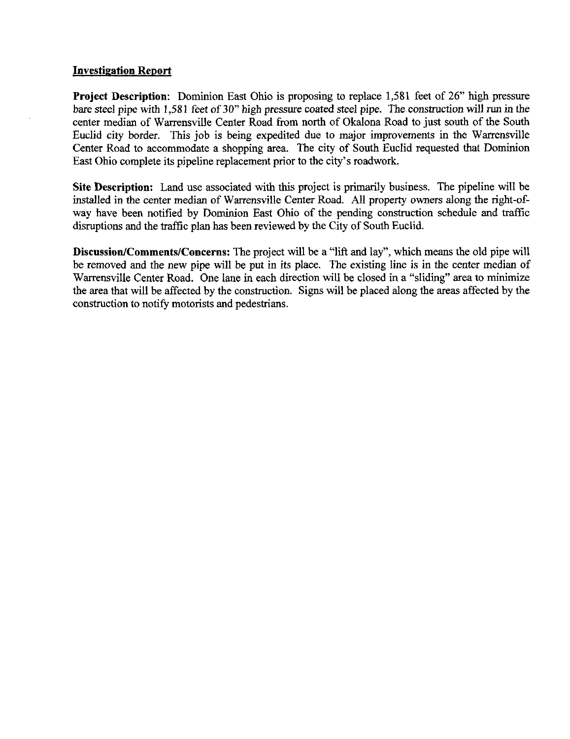## Investigation Report

**Project Description**: Dominion East Ohio is proposing to replace 1,581 feet of 26" high pressure bare steel pipe with 1,581 feet of 30" high pressure coated steel pipe. The construction will run in the center median of Warrensville Center Road from north of Okalona Road to just south of the South Euclid city border. This job is being expedited due to major improvements in the Warrensville Center Road to accommodate a shopping area. The city of South Euclid requested that Dominion East Ohio complete its pipeline replacement prior to the city's roadwork.

**Site Description:** Land use associated with this project is primarily business. The pipeline will be installed in the center median of Warrensville Center Road. All property owners along the right-of-way have been notified by Dominion East Ohio of the pending construction schedule and traffic disruptions and the traffic plan has been reviewed by the City of South Euclid.

**Discussion/Comments/Concerns:** The project will be a "lift and lay", which means the old pipe will be removed and the new pipe will be put in its place. The existing line is in the center median of Warrensville Center Road. One lane in each direction will be closed in a "sliding" area to minimize the area that will be affected by the construction. Signs will be placed along the areas affected by the construction to notify motorists and pedestrians.